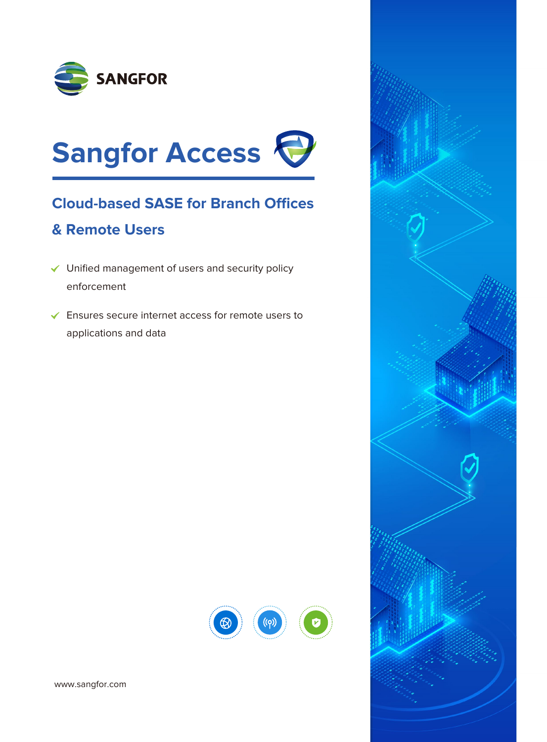SANGFOR

# Sangfor Access

## Cloud-based SASE for Branch Offices & Remote Users

- Unified management of users and security policy enforcement
- Ensures secure internet access for remote users to applications and data

www.sangfor.com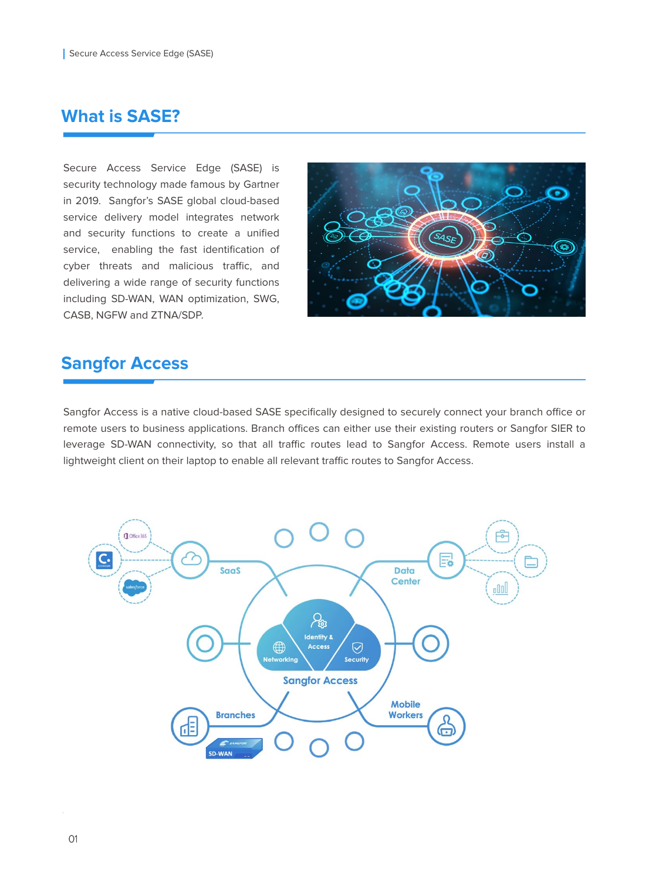# What is SASE?

Secure Access Service Edge (SASE) is security technology made famous by Gartner in 2019. Sangfor's SASE global cloud-based service delivery model integrates network and security functions to create a unified service, enabling the fast identification of cyber threats and malicious traffic, and delivering a wide range of security functions including SD-WAN, WAN optimization, SWG, CASB, NGFW and ZTNA/SDP.

# Sangfor Access

Sangfor Access is a native cloud-based SASE specifically designed to securely connect your branch office or remote users to business applications. Branch offices can either use their existing routers or Sangfor SIER to leverage SD-WAN connectivity, so that all traffic routes lead to Sangfor Access. Remote users install a lightweight client on their laptop to enable all relevant traffic routes to Sangfor Access.

SaaS

Data Center

Identity & Access

Networking

Security

Sangfor Access

Branches

Mobile Workers

SD-WAN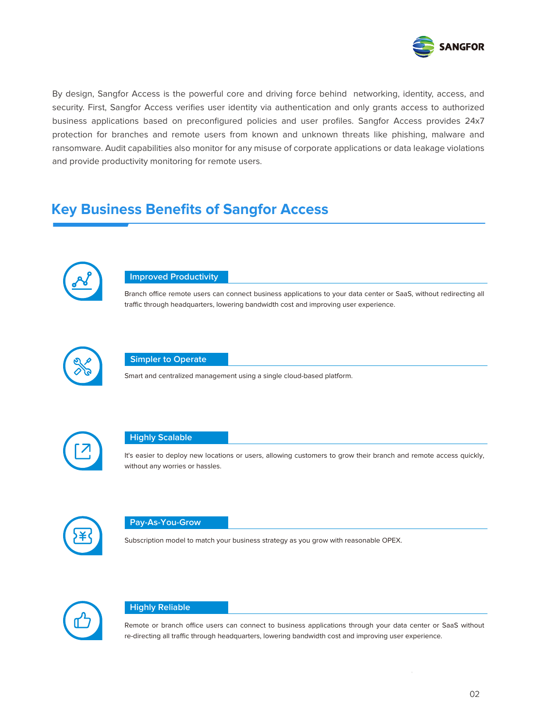By design, Sangfor Access is the powerful core and driving force behind networking, identity, access, and security. First, Sangfor Access verifies user identity via authentication and only grants access to authorized business applications based on preconfigured policies and user profiles. Sangfor Access provides 24x7 protection for branches and remote users from known and unknown threats like phishing, malware and ransomware. Audit capabilities also monitor for any misuse of corporate applications or data leakage violations and provide productivity monitoring for remote users.

## Key Business Benefits of Sangfor Access

### Improved Productivity

Branch office remote users can connect business applications to your data center or SaaS, without redirecting all traffic through headquarters, lowering bandwidth cost and improving user experience.

### Simpler to Operate

Smart and centralized management using a single cloud-based platform.

### Highly Scalable

It's easier to deploy new locations or users, allowing customers to grow their branch and remote access quickly, without any worries or hassles.

### Pay-As-You-Grow

Subscription model to match your business strategy as you grow with reasonable OPEX.

### Highly Reliable

Remote or branch office users can connect to business applications through your data center or SaaS without re-directing all traffic through headquarters, lowering bandwidth cost and improving user experience.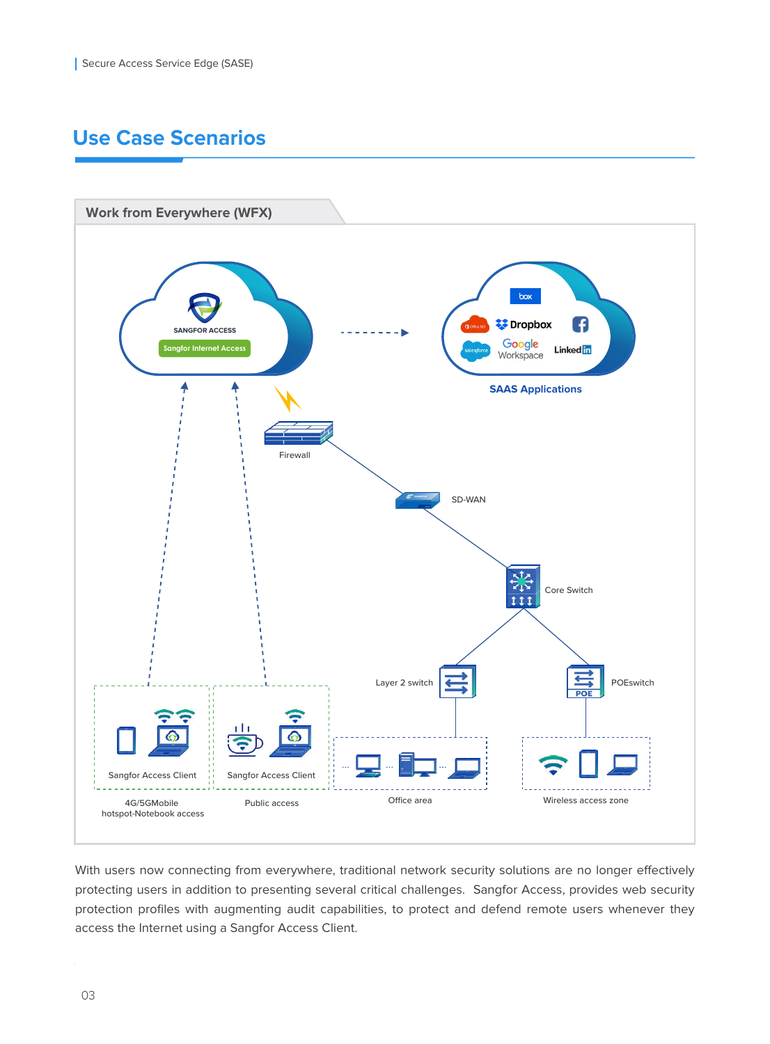## Use Case Scenarios

### Work from Everywhere (WFX)

SANGFOR ACCESS

Sangfor Internet Access

SAAS Applications

box

Dropbox

Google Workspace

LinkedIn

Firewall

SD-WAN

Core Switch

Layer 2 switch

POEswitch

Sangfor Access Client

Sangfor Access Client

4G/5GMobile hotspot-Notebook access

Public access

Office area

Wireless access zone

With users now connecting from everywhere, traditional network security solutions are no longer effectively protecting users in addition to presenting several critical challenges. Sangfor Access, provides web security protection profiles with augmenting audit capabilities, to protect and defend remote users whenever they access the Internet using a Sangfor Access Client.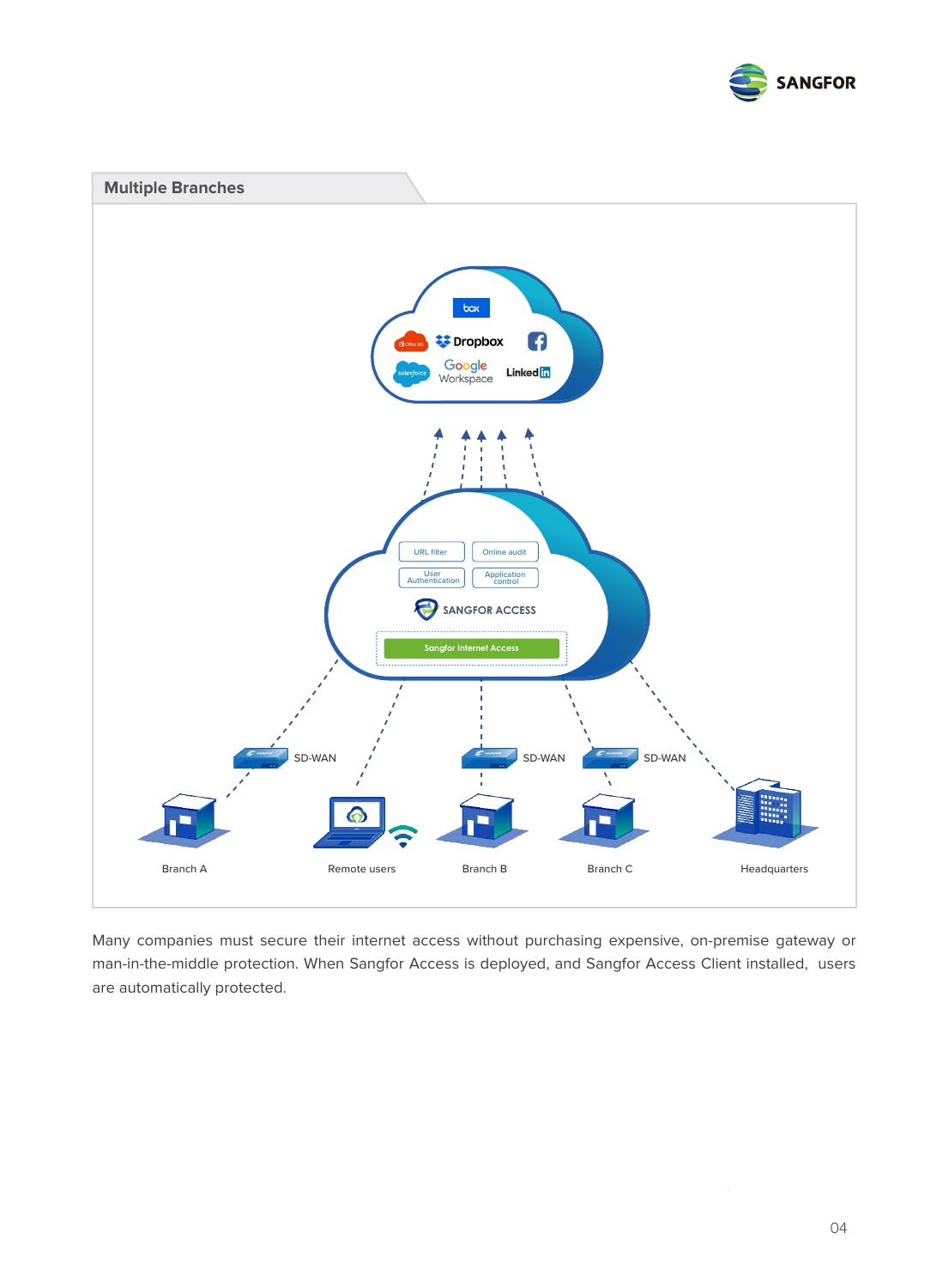## Multiple Branches

URL filter

Online audit

User Authentication

Application control

SANGFOR ACCESS

Sangfor Internet Access

SD-WAN

SD-WAN

SD-WAN

Branch A

Remote users

Branch B

Branch C

Headquarters

Many companies must secure their internet access without purchasing expensive, on-premise gateway or man-in-the-middle protection. When Sangfor Access is deployed, and Sangfor Access Client installed, users are automatically protected.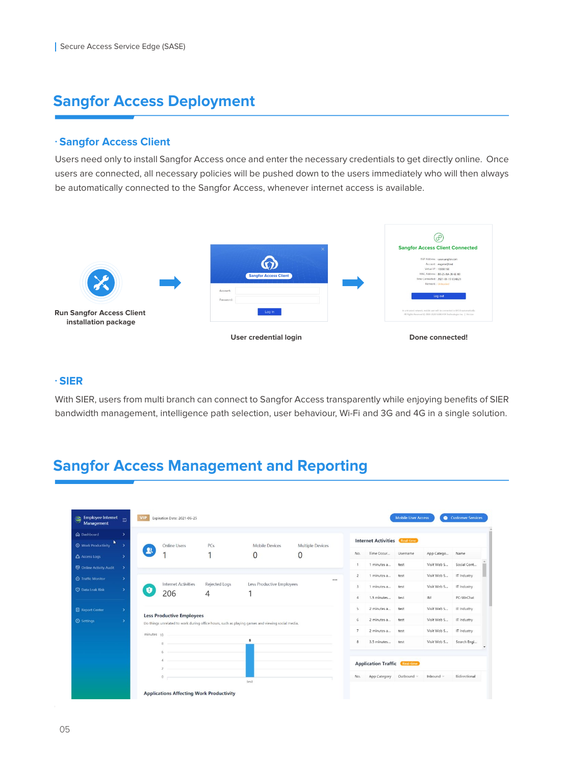# Sangfor Access Deployment

## · Sangfor Access Client

Users need only to install Sangfor Access once and enter the necessary credentials to get directly online. Once users are connected, all necessary policies will be pushed down to the users immediately who will then always be automatically connected to the Sangfor Access, whenever internet access is available.

Run Sangfor Access Client installation package

User credential login

Done connected!

## · SIER

With SIER, users from multi branch can connect to Sangfor Access transparently while enjoying benefits of SIER bandwidth management, intelligence path selection, user behaviour, Wi-Fi and 3G and 4G in a single solution.

# Sangfor Access Management and Reporting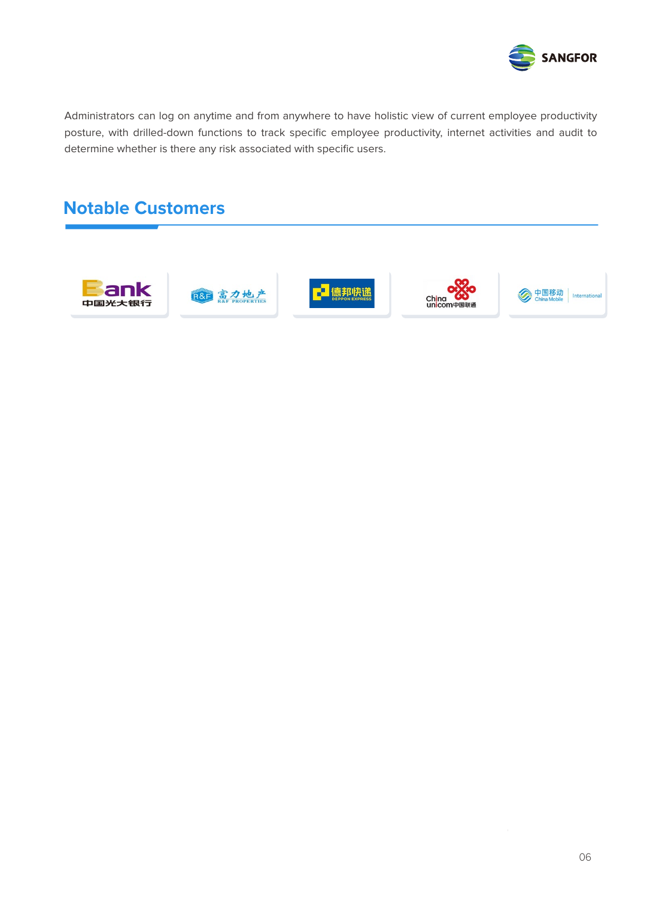Administrators can log on anytime and from anywhere to have holistic view of current employee productivity posture, with drilled-down functions to track specific employee productivity, internet activities and audit to determine whether is there any risk associated with specific users.

## Notable Customers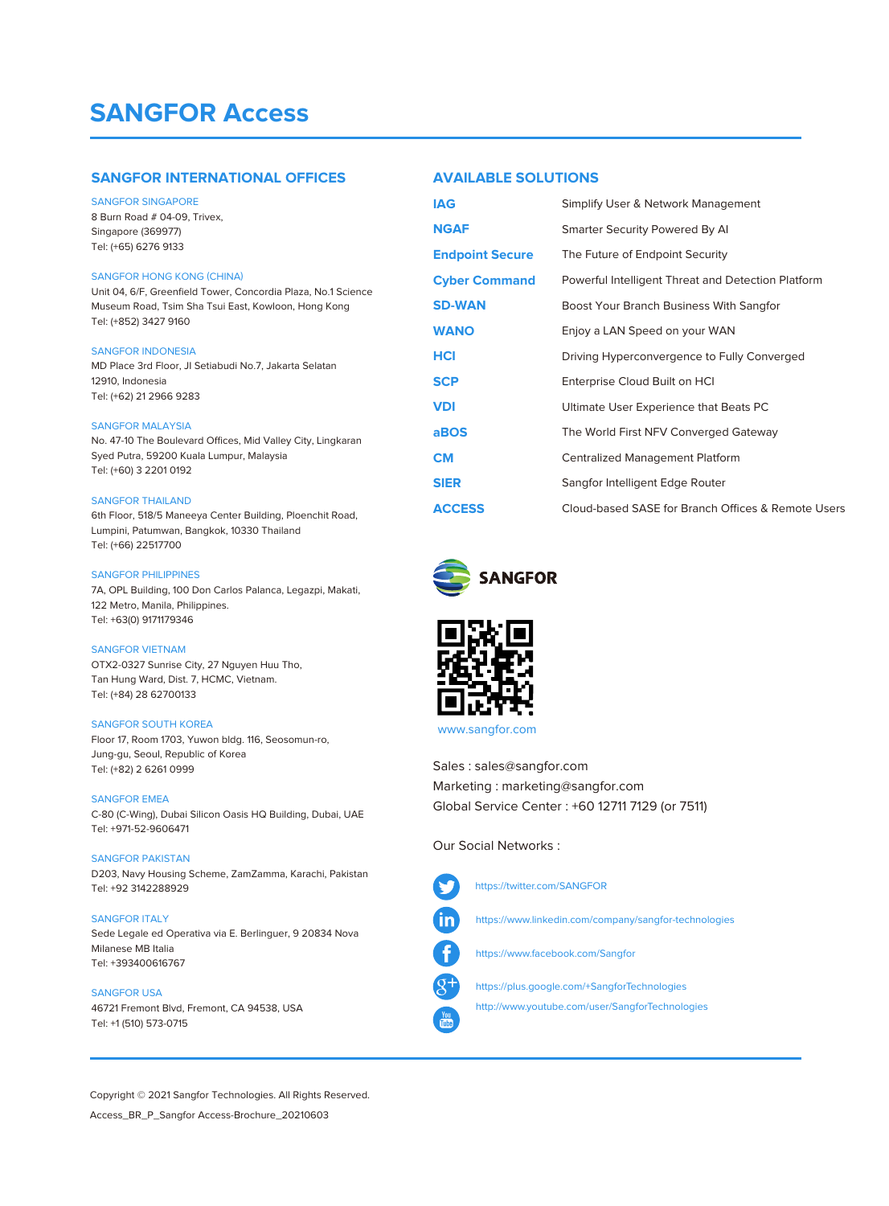# SANGFOR Access

## SANGFOR INTERNATIONAL OFFICES

**SANGFOR SINGAPORE**
8 Burn Road # 04-09, Trivex,
Singapore (369977)
Tel: (+65) 6276 9133

**SANGFOR HONG KONG (CHINA)**
Unit 04, 6/F, Greenfield Tower, Concordia Plaza, No.1 Science Museum Road, Tsim Sha Tsui East, Kowloon, Hong Kong
Tel: (+852) 3427 9160

**SANGFOR INDONESIA**
MD Place 3rd Floor, Jl Setiabudi No.7, Jakarta Selatan 12910, Indonesia
Tel: (+62) 21 2966 9283

**SANGFOR MALAYSIA**
No. 47-10 The Boulevard Offices, Mid Valley City, Lingkaran Syed Putra, 59200 Kuala Lumpur, Malaysia
Tel: (+60) 3 2201 0192

**SANGFOR THAILAND**
6th Floor, 518/5 Maneeya Center Building, Ploenchit Road, Lumpini, Patumwan, Bangkok, 10330 Thailand
Tel: (+66) 22517700

**SANGFOR PHILIPPINES**
7A, OPL Building, 100 Don Carlos Palanca, Legazpi, Makati, 122 Metro, Manila, Philippines.
Tel: +63(0) 9171179346

**SANGFOR VIETNAM**
OTX2-0327 Sunrise City, 27 Nguyen Huu Tho, Tan Hung Ward, Dist. 7, HCMC, Vietnam.
Tel: (+84) 28 62700133

**SANGFOR SOUTH KOREA**
Floor 17, Room 1703, Yuwon bldg. 116, Seosomun-ro, Jung-gu, Seoul, Republic of Korea
Tel: (+82) 2 6261 0999

**SANGFOR EMEA**
C-80 (C-Wing), Dubai Silicon Oasis HQ Building, Dubai, UAE
Tel: +971-52-9606471

**SANGFOR PAKISTAN**
D203, Navy Housing Scheme, ZamZamma, Karachi, Pakistan
Tel: +92 3142288929

**SANGFOR ITALY**
Sede Legale ed Operativa via E. Berlinguer, 9 20834 Nova Milanese MB Italia
Tel: +393400616767

**SANGFOR USA**
46721 Fremont Blvd, Fremont, CA 94538, USA
Tel: +1 (510) 573-0715

## AVAILABLE SOLUTIONS

| | |
|---|---|
| **IAG** | Simplify User & Network Management |
| **NGAF** | Smarter Security Powered By AI |
| **Endpoint Secure** | The Future of Endpoint Security |
| **Cyber Command** | Powerful Intelligent Threat and Detection Platform |
| **SD-WAN** | Boost Your Branch Business With Sangfor |
| **WANO** | Enjoy a LAN Speed on your WAN |
| **HCI** | Driving Hyperconvergence to Fully Converged |
| **SCP** | Enterprise Cloud Built on HCI |
| **VDI** | Ultimate User Experience that Beats PC |
| **aBOS** | The World First NFV Converged Gateway |
| **CM** | Centralized Management Platform |
| **SIER** | Sangfor Intelligent Edge Router |
| **ACCESS** | Cloud-based SASE for Branch Offices & Remote Users |

SANGFOR

www.sangfor.com

Sales : sales@sangfor.com
Marketing : marketing@sangfor.com
Global Service Center : +60 12711 7129 (or 7511)

Our Social Networks :

https://twitter.com/SANGFOR
https://www.linkedin.com/company/sangfor-technologies
https://www.facebook.com/Sangfor
https://plus.google.com/+SangforTechnologies
http://www.youtube.com/user/SangforTechnologies

Copyright © 2021 Sangfor Technologies. All Rights Reserved.
Access_BR_P_Sangfor Access-Brochure_20210603